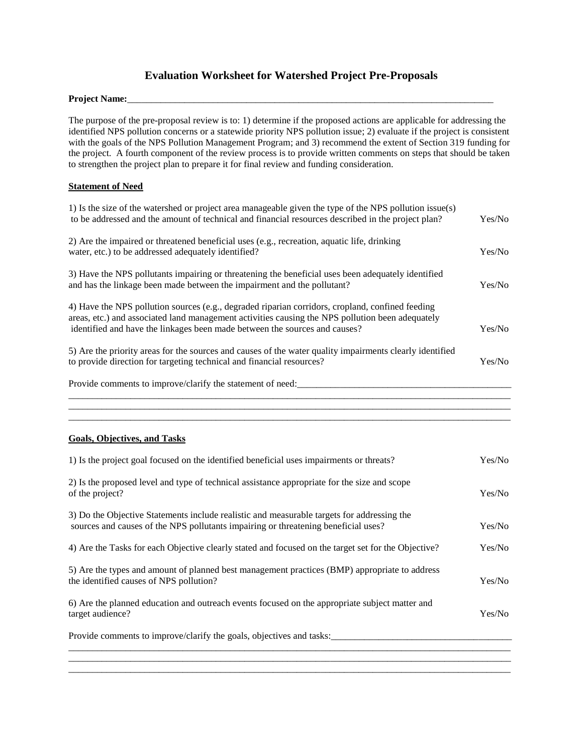# Evaluation Worksheet for Watershed Project Pre-Proposals

**Project Name:**_______________________________________________________________________________

The purpose of the pre-proposal review is to: 1) determine if the proposed actions are applicable for addressing the identified NPS pollution concerns or a statewide priority NPS pollution issue; 2) evaluate if the project is consistent with the goals of the NPS Pollution Management Program; and 3) recommend the extent of Section 319 funding for the project. A fourth component of the review process is to provide written comments on steps that should be taken to strengthen the project plan to prepare it for final review and funding consideration.

## Statement of Need

1) Is the size of the watershed or project area manageable given the type of the NPS pollution issue(s) to be addressed and the amount of technical and financial resources described in the project plan? Yes/No

2) Are the impaired or threatened beneficial uses (e.g., recreation, aquatic life, drinking water, etc.) to be addressed adequately identified? Yes/No

3) Have the NPS pollutants impairing or threatening the beneficial uses been adequately identified and has the linkage been made between the impairment and the pollutant? Yes/No

4) Have the NPS pollution sources (e.g., degraded riparian corridors, cropland, confined feeding areas, etc.) and associated land management activities causing the NPS pollution been adequately identified and have the linkages been made between the sources and causes? Yes/No

5) Are the priority areas for the sources and causes of the water quality impairments clearly identified to provide direction for targeting technical and financial resources? Yes/No

Provide comments to improve/clarify the statement of need:______________________________________________
____________________________________________________________________________________________
____________________________________________________________________________________________
____________________________________________________________________________________________

## Goals, Objectives, and Tasks

1) Is the project goal focused on the identified beneficial uses impairments or threats? Yes/No

2) Is the proposed level and type of technical assistance appropriate for the size and scope of the project? Yes/No

3) Do the Objective Statements include realistic and measurable targets for addressing the sources and causes of the NPS pollutants impairing or threatening beneficial uses? Yes/No

4) Are the Tasks for each Objective clearly stated and focused on the target set for the Objective? Yes/No

5) Are the types and amount of planned best management practices (BMP) appropriate to address the identified causes of NPS pollution? Yes/No

6) Are the planned education and outreach events focused on the appropriate subject matter and target audience? Yes/No

Provide comments to improve/clarify the goals, objectives and tasks:_____________________________________
____________________________________________________________________________________________
____________________________________________________________________________________________
____________________________________________________________________________________________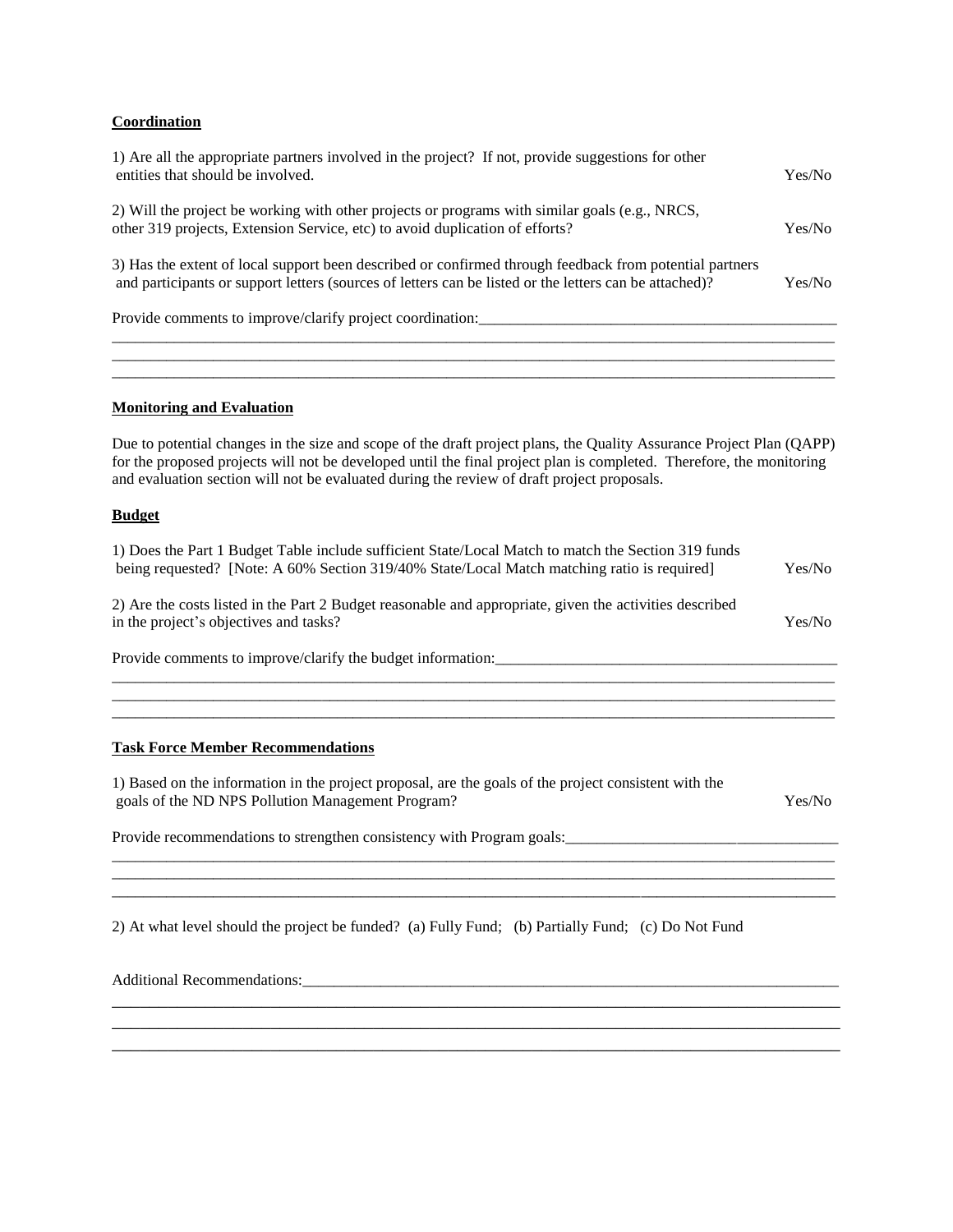**Coordination**

1) Are all the appropriate partners involved in the project? If not, provide suggestions for other entities that should be involved. Yes/No

2) Will the project be working with other projects or programs with similar goals (e.g., NRCS, other 319 projects, Extension Service, etc) to avoid duplication of efforts? Yes/No

3) Has the extent of local support been described or confirmed through feedback from potential partners and participants or support letters (sources of letters can be listed or the letters can be attached)? Yes/No

Provide comments to improve/clarify project coordination:_______________________________________________
_____________________________________________________________________________________________
_____________________________________________________________________________________________
_____________________________________________________________________________________________

**Monitoring and Evaluation**

Due to potential changes in the size and scope of the draft project plans, the Quality Assurance Project Plan (QAPP) for the proposed projects will not be developed until the final project plan is completed. Therefore, the monitoring and evaluation section will not be evaluated during the review of draft project proposals.

**Budget**

1) Does the Part 1 Budget Table include sufficient State/Local Match to match the Section 319 funds being requested? [Note: A 60% Section 319/40% State/Local Match matching ratio is required] Yes/No

2) Are the costs listed in the Part 2 Budget reasonable and appropriate, given the activities described in the project's objectives and tasks? Yes/No

Provide comments to improve/clarify the budget information:_____________________________________________
_____________________________________________________________________________________________
_____________________________________________________________________________________________
_____________________________________________________________________________________________

**Task Force Member Recommendations**

1) Based on the information in the project proposal, are the goals of the project consistent with the goals of the ND NPS Pollution Management Program? Yes/No

Provide recommendations to strengthen consistency with Program goals:___________________________________
_____________________________________________________________________________________________
_____________________________________________________________________________________________
_____________________________________________________________________________________________

2) At what level should the project be funded? (a) Fully Fund; (b) Partially Fund; (c) Do Not Fund

Additional Recommendations:_____________________________________________________________________
_____________________________________________________________________________________________
_____________________________________________________________________________________________
_____________________________________________________________________________________________